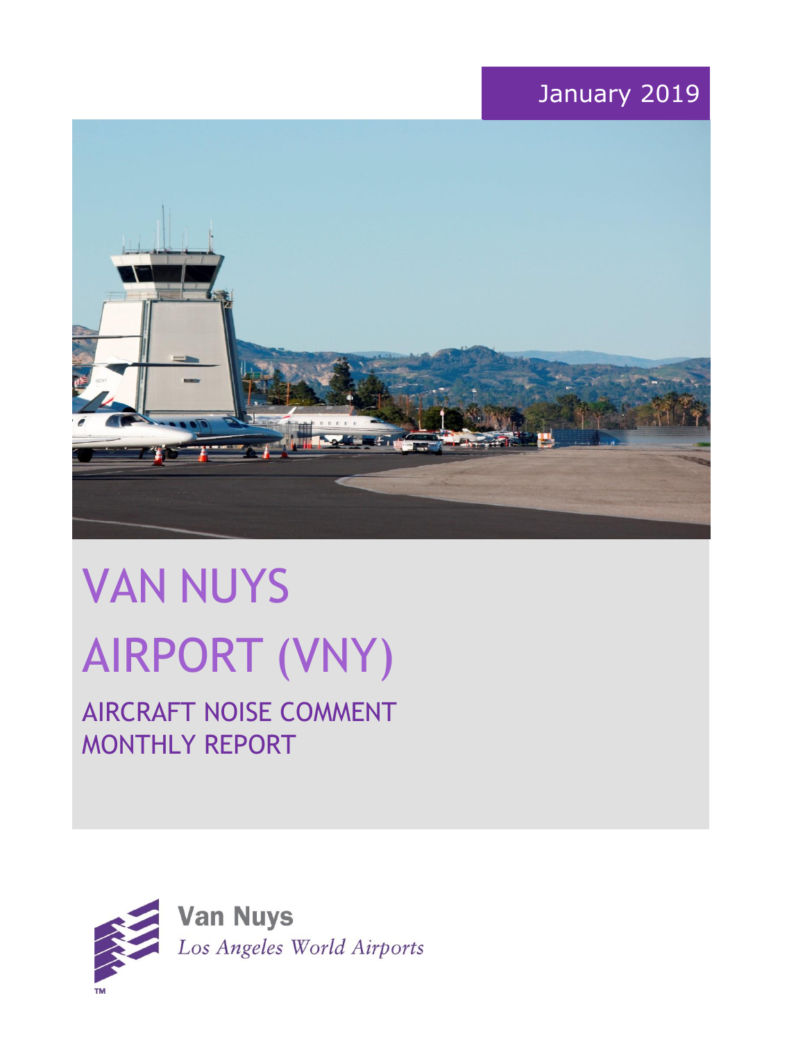January 2019

# VAN NUYS AIRPORT (VNY)

## AIRCRAFT NOISE COMMENT MONTHLY REPORT

**Van Nuys**
*Los Angeles World Airports*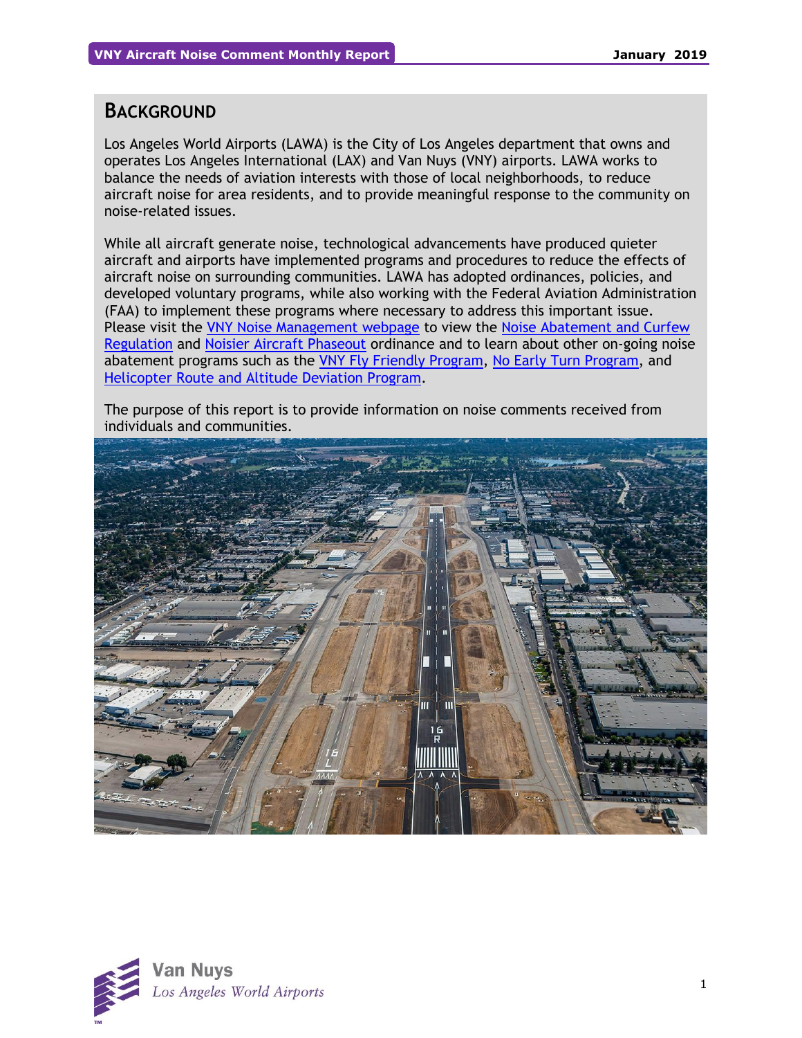## BACKGROUND

Los Angeles World Airports (LAWA) is the City of Los Angeles department that owns and operates Los Angeles International (LAX) and Van Nuys (VNY) airports. LAWA works to balance the needs of aviation interests with those of local neighborhoods, to reduce aircraft noise for area residents, and to provide meaningful response to the community on noise-related issues.

While all aircraft generate noise, technological advancements have produced quieter aircraft and airports have implemented programs and procedures to reduce the effects of aircraft noise on surrounding communities. LAWA has adopted ordinances, policies, and developed voluntary programs, while also working with the Federal Aviation Administration (FAA) to implement these programs where necessary to address this important issue. Please visit the VNY Noise Management webpage to view the Noise Abatement and Curfew Regulation and Noisier Aircraft Phaseout ordinance and to learn about other on-going noise abatement programs such as the VNY Fly Friendly Program, No Early Turn Program, and Helicopter Route and Altitude Deviation Program.

The purpose of this report is to provide information on noise comments received from individuals and communities.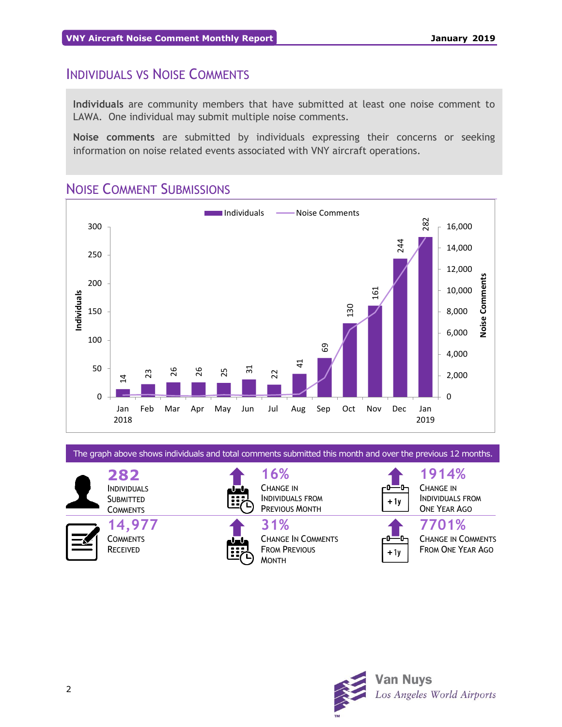## Individuals vs Noise Comments

**Individuals** are community members that have submitted at least one noise comment to LAWA. One individual may submit multiple noise comments.

**Noise comments** are submitted by individuals expressing their concerns or seeking information on noise related events associated with VNY aircraft operations.

## Noise Comment Submissions

| Month | Individuals |
|---|---|
| Jan 2018 | 14 |
| Feb | 23 |
| Mar | 26 |
| Apr | 26 |
| May | 25 |
| Jun | 31 |
| Jul | 22 |
| Aug | 41 |
| Sep | 69 |
| Oct | 130 |
| Nov | 161 |
| Dec | 244 |
| Jan 2019 | 282 |

The graph above shows individuals and total comments submitted this month and over the previous 12 months.

**282** Individuals Submitted Comments

**16%** Change in Individuals from Previous Month

**1914%** Change in Individuals from One Year Ago

**14,977** Comments Received

**31%** Change in Comments from Previous Month

**7701%** Change in Comments from One Year Ago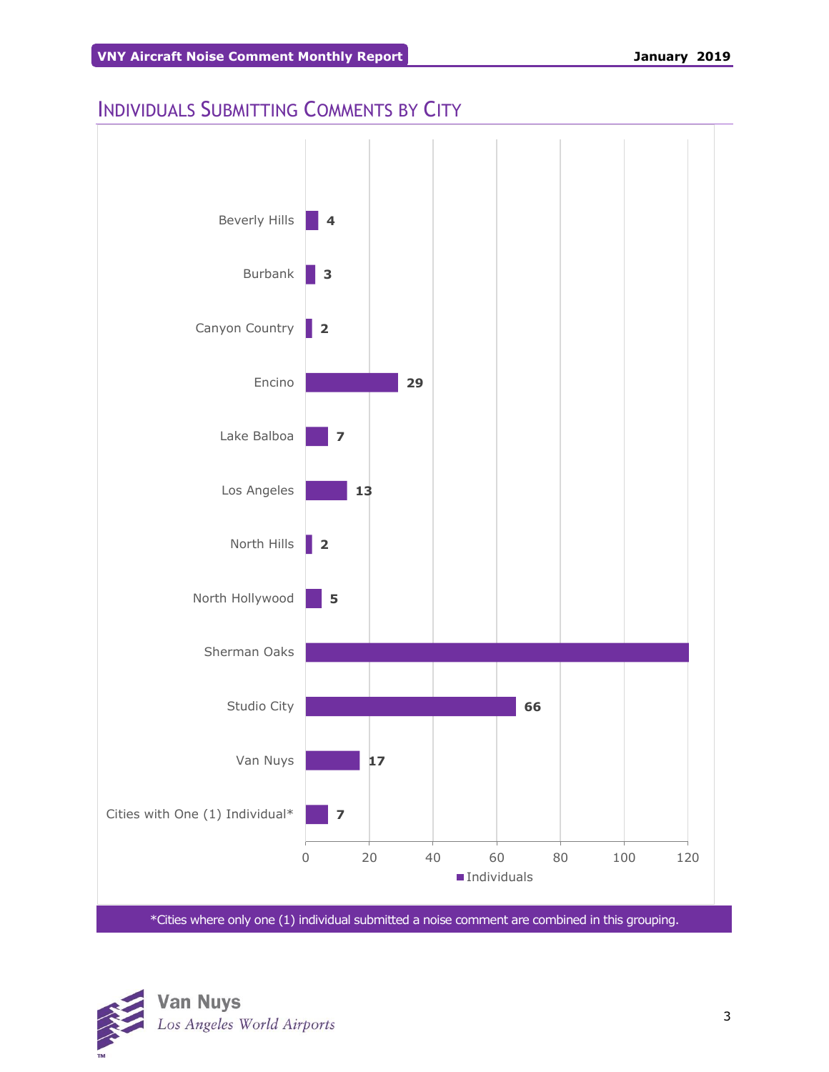## Individuals Submitting Comments by City

| City | Individuals |
|---|---|
| Beverly Hills | 4 |
| Burbank | 3 |
| Canyon Country | 2 |
| Encino | 29 |
| Lake Balboa | 7 |
| Los Angeles | 13 |
| North Hills | 2 |
| North Hollywood | 5 |
| Sherman Oaks | |
| Studio City | 66 |
| Van Nuys | 17 |
| Cities with One (1) Individual* | 7 |

*Cities where only one (1) individual submitted a noise comment are combined in this grouping.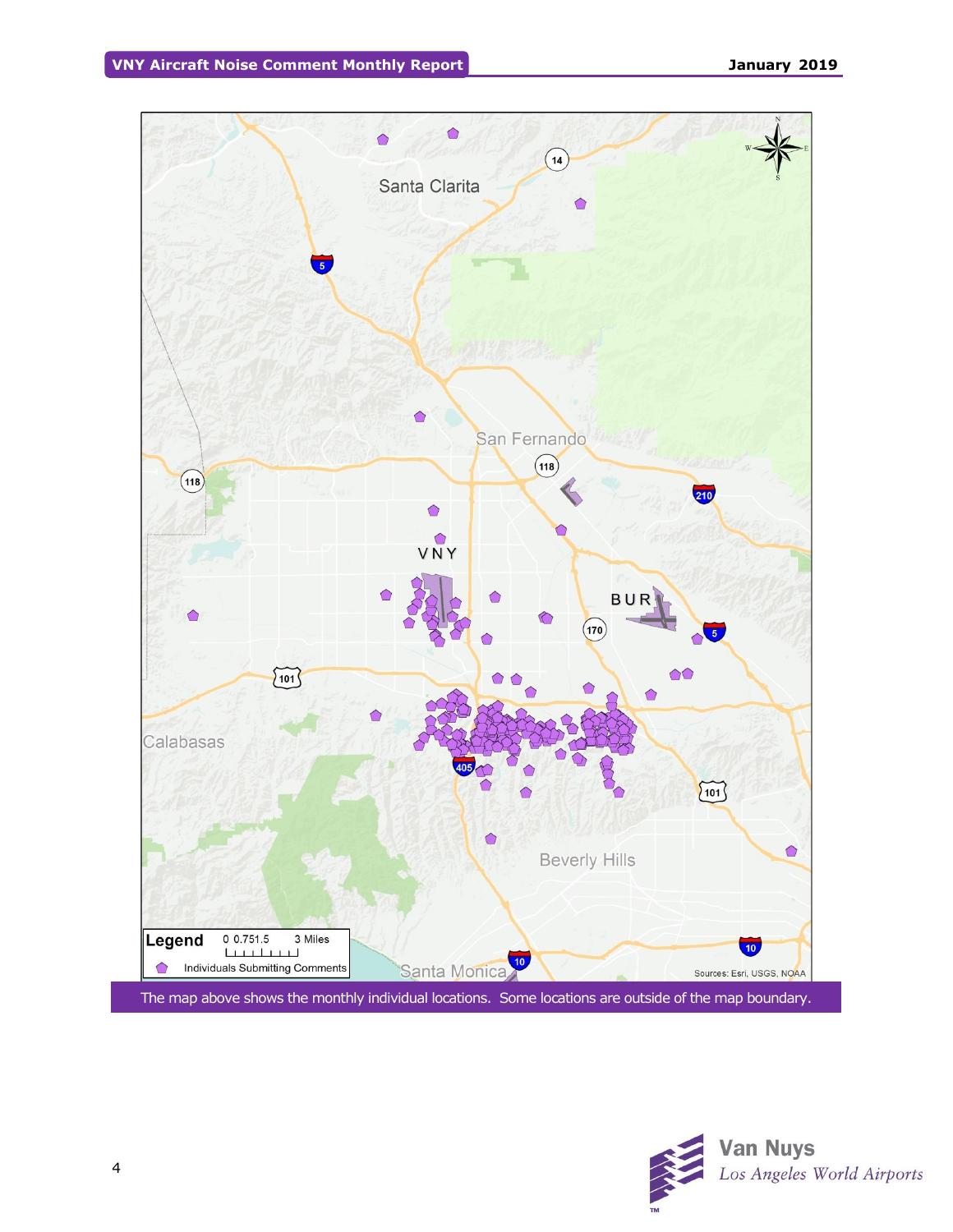The map above shows the monthly individual locations. Some locations are outside of the map boundary.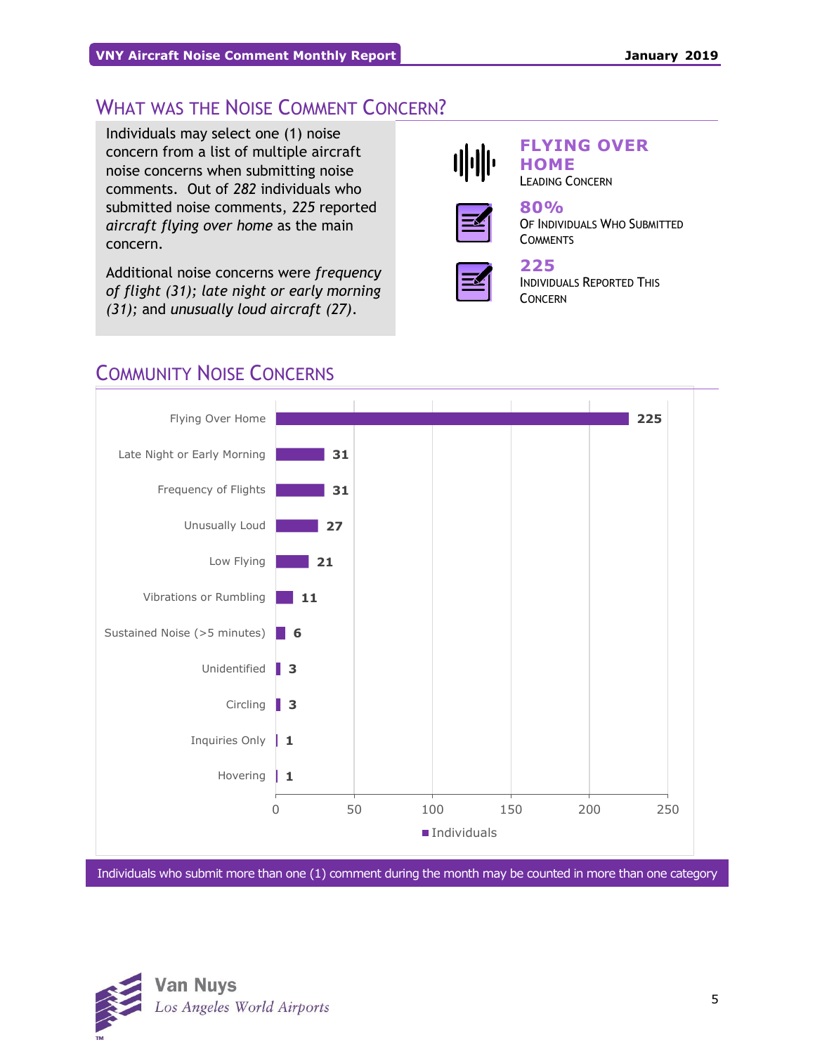## What was the Noise Comment Concern?

Individuals may select one (1) noise concern from a list of multiple aircraft noise concerns when submitting noise comments. Out of *282* individuals who submitted noise comments, *225* reported *aircraft flying over home* as the main concern.

Additional noise concerns were *frequency of flight (31); late night or early morning (31);* and *unusually loud aircraft (27)*.

**FLYING OVER HOME**
Leading Concern

**80%**
Of Individuals Who Submitted Comments

**225**
Individuals Reported This Concern

## Community Noise Concerns

| Concern | Individuals |
|---|---|
| Flying Over Home | 225 |
| Late Night or Early Morning | 31 |
| Frequency of Flights | 31 |
| Unusually Loud | 27 |
| Low Flying | 21 |
| Vibrations or Rumbling | 11 |
| Sustained Noise (>5 minutes) | 6 |
| Unidentified | 3 |
| Circling | 3 |
| Inquiries Only | 1 |
| Hovering | 1 |

Individuals who submit more than one (1) comment during the month may be counted in more than one category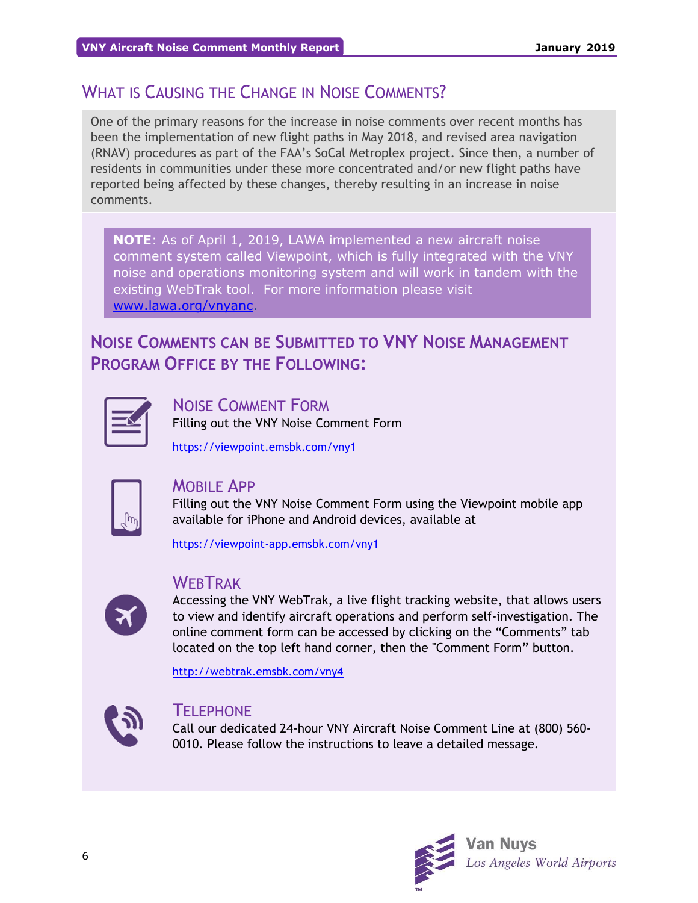## What is Causing the Change in Noise Comments?

One of the primary reasons for the increase in noise comments over recent months has been the implementation of new flight paths in May 2018, and revised area navigation (RNAV) procedures as part of the FAA's SoCal Metroplex project. Since then, a number of residents in communities under these more concentrated and/or new flight paths have reported being affected by these changes, thereby resulting in an increase in noise comments.

**NOTE**: As of April 1, 2019, LAWA implemented a new aircraft noise comment system called Viewpoint, which is fully integrated with the VNY noise and operations monitoring system and will work in tandem with the existing WebTrak tool. For more information please visit www.lawa.org/vnyanc.

## Noise Comments can be Submitted to VNY Noise Management Program Office by the Following:

### Noise Comment Form

Filling out the VNY Noise Comment Form

https://viewpoint.emsbk.com/vny1

### Mobile App

Filling out the VNY Noise Comment Form using the Viewpoint mobile app available for iPhone and Android devices, available at

https://viewpoint-app.emsbk.com/vny1

### WebTrak

Accessing the VNY WebTrak, a live flight tracking website, that allows users to view and identify aircraft operations and perform self-investigation. The online comment form can be accessed by clicking on the "Comments" tab located on the top left hand corner, then the "Comment Form" button.

http://webtrak.emsbk.com/vny4

### Telephone

Call our dedicated 24-hour VNY Aircraft Noise Comment Line at (800) 560-0010. Please follow the instructions to leave a detailed message.

Van Nuys
*Los Angeles World Airports*